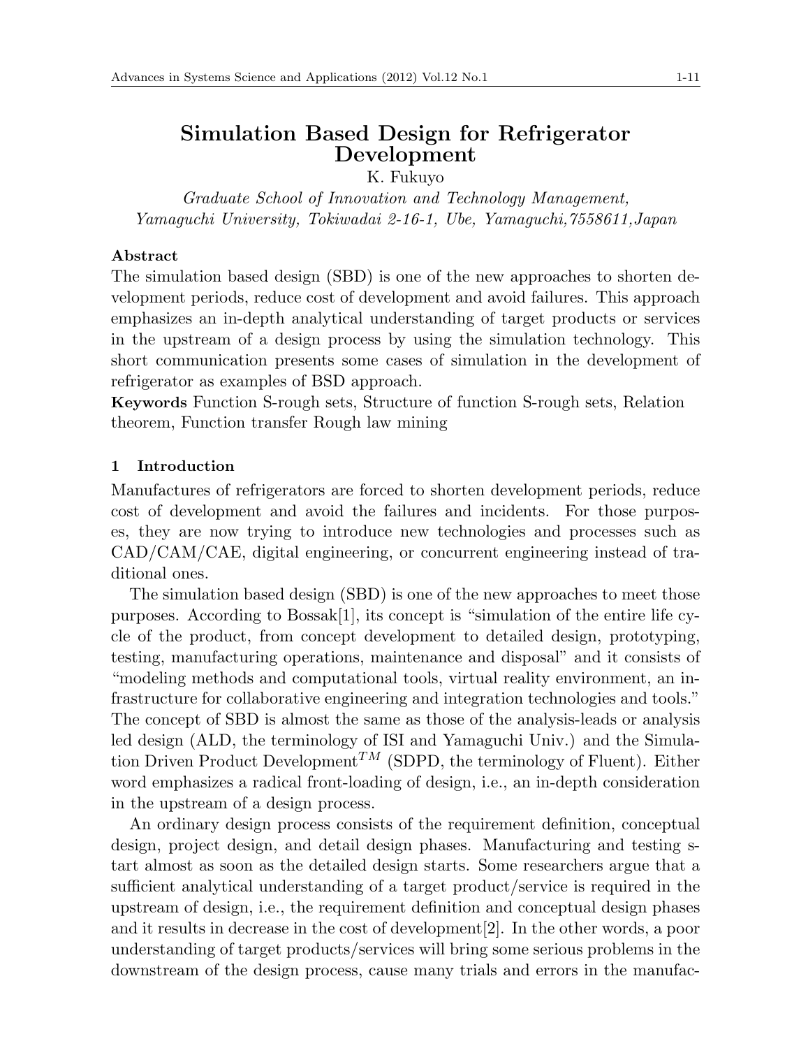# Simulation Based Design for Refrigerator Development

K. Fukuyo

*Graduate School of Innovation and Technology Management, Yamaguchi University, Tokiwadai 2-16-1, Ube, Yamaguchi,7558611,Japan*

**Abstract**

The simulation based design (SBD) is one of the new approaches to shorten development periods, reduce cost of development and avoid failures. This approach emphasizes an in-depth analytical understanding of target products or services in the upstream of a design process by using the simulation technology. This short communication presents some cases of simulation in the development of refrigerator as examples of BSD approach.

**Keywords** Function S-rough sets, Structure of function S-rough sets, Relation theorem, Function transfer Rough law mining

## 1 Introduction

Manufactures of refrigerators are forced to shorten development periods, reduce cost of development and avoid the failures and incidents. For those purposes, they are now trying to introduce new technologies and processes such as CAD/CAM/CAE, digital engineering, or concurrent engineering instead of traditional ones.

The simulation based design (SBD) is one of the new approaches to meet those purposes. According to Bossak[1], its concept is "simulation of the entire life cycle of the product, from concept development to detailed design, prototyping, testing, manufacturing operations, maintenance and disposal" and it consists of "modeling methods and computational tools, virtual reality environment, an infrastructure for collaborative engineering and integration technologies and tools." The concept of SBD is almost the same as those of the analysis-leads or analysis led design (ALD, the terminology of ISI and Yamaguchi Univ.) and the Simulation Driven Product Development$^{TM}$ (SDPD, the terminology of Fluent). Either word emphasizes a radical front-loading of design, i.e., an in-depth consideration in the upstream of a design process.

An ordinary design process consists of the requirement definition, conceptual design, project design, and detail design phases. Manufacturing and testing start almost as soon as the detailed design starts. Some researchers argue that a sufficient analytical understanding of a target product/service is required in the upstream of design, i.e., the requirement definition and conceptual design phases and it results in decrease in the cost of development[2]. In the other words, a poor understanding of target products/services will bring some serious problems in the downstream of the design process, cause many trials and errors in the manufac-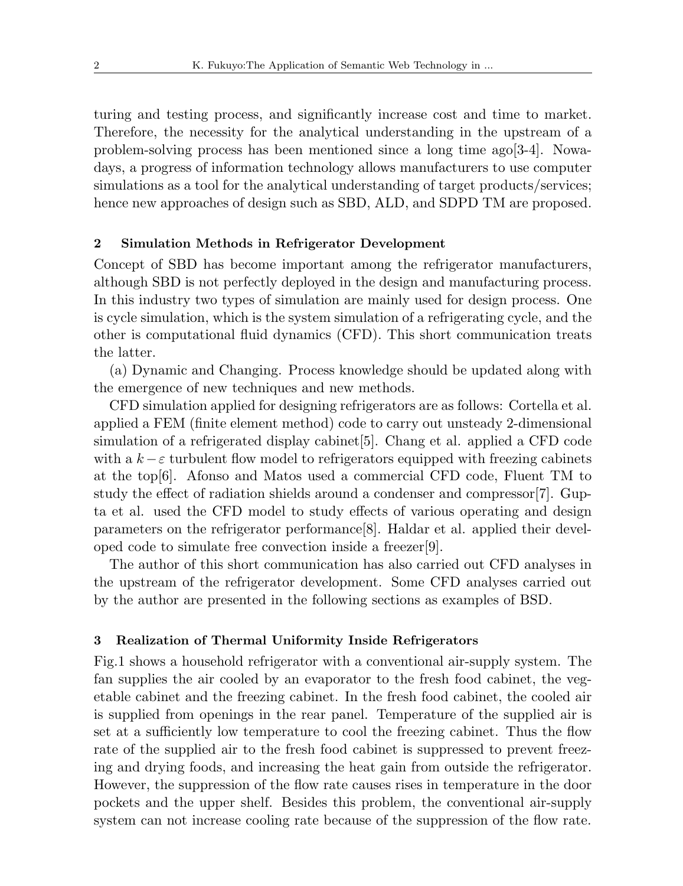turing and testing process, and significantly increase cost and time to market. Therefore, the necessity for the analytical understanding in the upstream of a problem-solving process has been mentioned since a long time ago[3-4]. Nowadays, a progress of information technology allows manufacturers to use computer simulations as a tool for the analytical understanding of target products/services; hence new approaches of design such as SBD, ALD, and SDPD TM are proposed.

## 2 Simulation Methods in Refrigerator Development

Concept of SBD has become important among the refrigerator manufacturers, although SBD is not perfectly deployed in the design and manufacturing process. In this industry two types of simulation are mainly used for design process. One is cycle simulation, which is the system simulation of a refrigerating cycle, and the other is computational fluid dynamics (CFD). This short communication treats the latter.

(a) Dynamic and Changing. Process knowledge should be updated along with the emergence of new techniques and new methods.

CFD simulation applied for designing refrigerators are as follows: Cortella et al. applied a FEM (finite element method) code to carry out unsteady 2-dimensional simulation of a refrigerated display cabinet[5]. Chang et al. applied a CFD code with a $k-\varepsilon$ turbulent flow model to refrigerators equipped with freezing cabinets at the top[6]. Afonso and Matos used a commercial CFD code, Fluent TM to study the effect of radiation shields around a condenser and compressor[7]. Gupta et al. used the CFD model to study effects of various operating and design parameters on the refrigerator performance[8]. Haldar et al. applied their developed code to simulate free convection inside a freezer[9].

The author of this short communication has also carried out CFD analyses in the upstream of the refrigerator development. Some CFD analyses carried out by the author are presented in the following sections as examples of BSD.

## 3 Realization of Thermal Uniformity Inside Refrigerators

Fig.1 shows a household refrigerator with a conventional air-supply system. The fan supplies the air cooled by an evaporator to the fresh food cabinet, the vegetable cabinet and the freezing cabinet. In the fresh food cabinet, the cooled air is supplied from openings in the rear panel. Temperature of the supplied air is set at a sufficiently low temperature to cool the freezing cabinet. Thus the flow rate of the supplied air to the fresh food cabinet is suppressed to prevent freezing and drying foods, and increasing the heat gain from outside the refrigerator. However, the suppression of the flow rate causes rises in temperature in the door pockets and the upper shelf. Besides this problem, the conventional air-supply system can not increase cooling rate because of the suppression of the flow rate.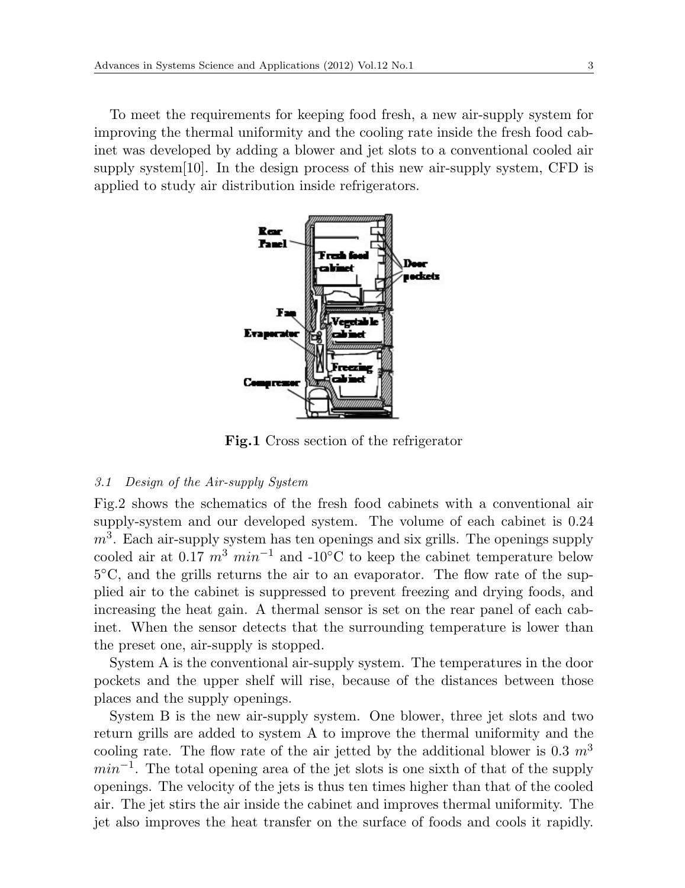To meet the requirements for keeping food fresh, a new air-supply system for improving the thermal uniformity and the cooling rate inside the fresh food cabinet was developed by adding a blower and jet slots to a conventional cooled air supply system[10]. In the design process of this new air-supply system, CFD is applied to study air distribution inside refrigerators.

**Fig.1** Cross section of the refrigerator

### *3.1 Design of the Air-supply System*

Fig.2 shows the schematics of the fresh food cabinets with a conventional air supply-system and our developed system. The volume of each cabinet is 0.24 $m^3$. Each air-supply system has ten openings and six grills. The openings supply cooled air at 0.17 $m^3\ min^{-1}$ and -10°C to keep the cabinet temperature below 5°C, and the grills returns the air to an evaporator. The flow rate of the supplied air to the cabinet is suppressed to prevent freezing and drying foods, and increasing the heat gain. A thermal sensor is set on the rear panel of each cabinet. When the sensor detects that the surrounding temperature is lower than the preset one, air-supply is stopped.

System A is the conventional air-supply system. The temperatures in the door pockets and the upper shelf will rise, because of the distances between those places and the supply openings.

System B is the new air-supply system. One blower, three jet slots and two return grills are added to system A to improve the thermal uniformity and the cooling rate. The flow rate of the air jetted by the additional blower is 0.3 $m^3\ min^{-1}$. The total opening area of the jet slots is one sixth of that of the supply openings. The velocity of the jets is thus ten times higher than that of the cooled air. The jet stirs the air inside the cabinet and improves thermal uniformity. The jet also improves the heat transfer on the surface of foods and cools it rapidly.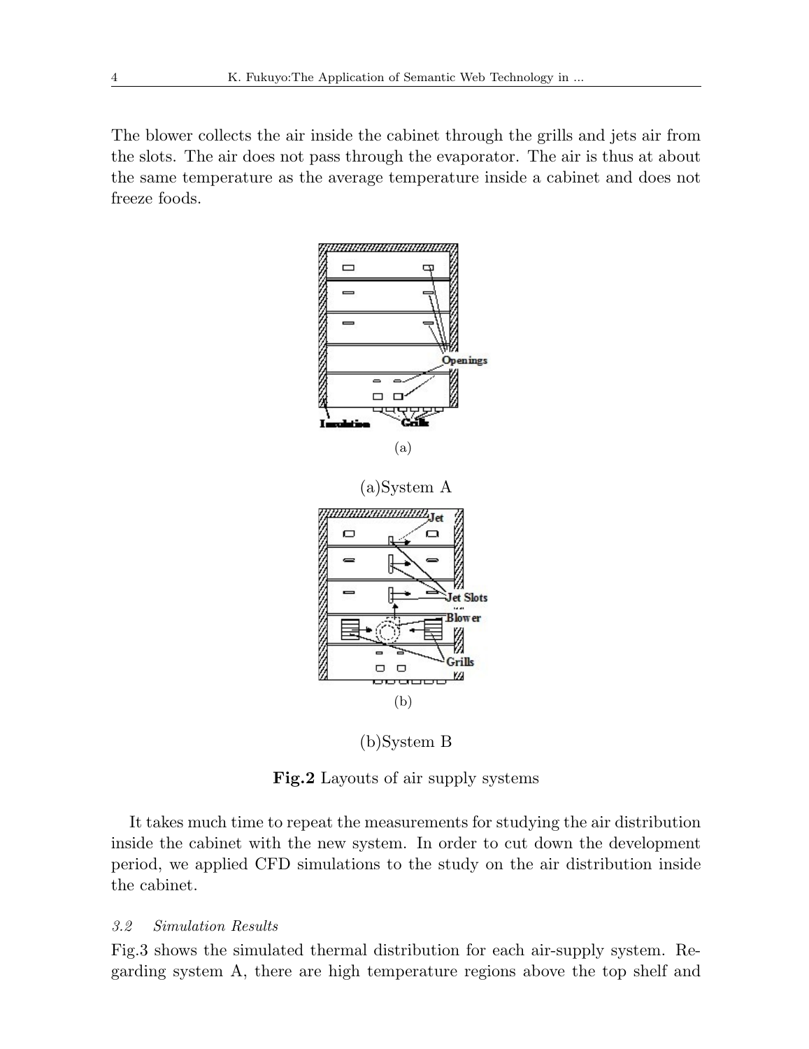The blower collects the air inside the cabinet through the grills and jets air from the slots. The air does not pass through the evaporator. The air is thus at about the same temperature as the average temperature inside a cabinet and does not freeze foods.

(a)

(a)System A

(b)

(b)System B

**Fig.2** Layouts of air supply systems

It takes much time to repeat the measurements for studying the air distribution inside the cabinet with the new system. In order to cut down the development period, we applied CFD simulations to the study on the air distribution inside the cabinet.

### *3.2 Simulation Results*

Fig.3 shows the simulated thermal distribution for each air-supply system. Regarding system A, there are high temperature regions above the top shelf and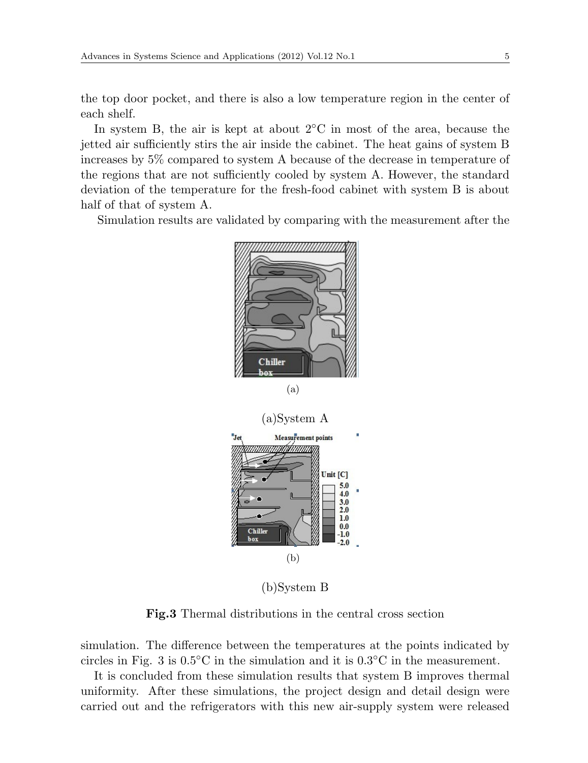the top door pocket, and there is also a low temperature region in the center of each shelf.

In system B, the air is kept at about 2°C in most of the area, because the jetted air sufficiently stirs the air inside the cabinet. The heat gains of system B increases by 5% compared to system A because of the decrease in temperature of the regions that are not sufficiently cooled by system A. However, the standard deviation of the temperature for the fresh-food cabinet with system B is about half of that of system A.

Simulation results are validated by comparing with the measurement after the

(a)

(a)System A

(b)

(b)System B

**Fig.3** Thermal distributions in the central cross section

simulation. The difference between the temperatures at the points indicated by circles in Fig. 3 is 0.5°C in the simulation and it is 0.3°C in the measurement.

It is concluded from these simulation results that system B improves thermal uniformity. After these simulations, the project design and detail design were carried out and the refrigerators with this new air-supply system were released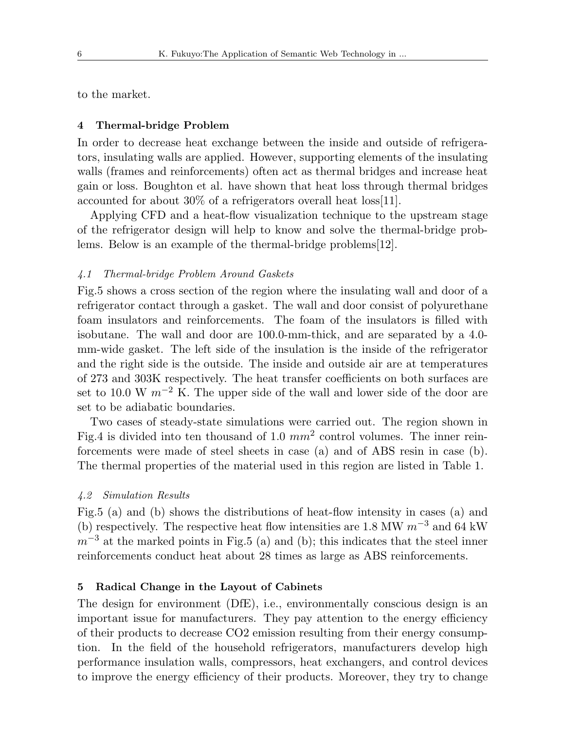to the market.

## 4 Thermal-bridge Problem

In order to decrease heat exchange between the inside and outside of refrigerators, insulating walls are applied. However, supporting elements of the insulating walls (frames and reinforcements) often act as thermal bridges and increase heat gain or loss. Boughton et al. have shown that heat loss through thermal bridges accounted for about 30% of a refrigerators overall heat loss[11].

Applying CFD and a heat-flow visualization technique to the upstream stage of the refrigerator design will help to know and solve the thermal-bridge problems. Below is an example of the thermal-bridge problems[12].

### *4.1 Thermal-bridge Problem Around Gaskets*

Fig.5 shows a cross section of the region where the insulating wall and door of a refrigerator contact through a gasket. The wall and door consist of polyurethane foam insulators and reinforcements. The foam of the insulators is filled with isobutane. The wall and door are 100.0-mm-thick, and are separated by a 4.0-mm-wide gasket. The left side of the insulation is the inside of the refrigerator and the right side is the outside. The inside and outside air are at temperatures of 273 and 303K respectively. The heat transfer coefficients on both surfaces are set to 10.0 W $m^{-2}$ K. The upper side of the wall and lower side of the door are set to be adiabatic boundaries.

Two cases of steady-state simulations were carried out. The region shown in Fig.4 is divided into ten thousand of 1.0 $mm^2$ control volumes. The inner reinforcements were made of steel sheets in case (a) and of ABS resin in case (b). The thermal properties of the material used in this region are listed in Table 1.

### *4.2 Simulation Results*

Fig.5 (a) and (b) shows the distributions of heat-flow intensity in cases (a) and (b) respectively. The respective heat flow intensities are 1.8 MW $m^{-3}$ and 64 kW $m^{-3}$ at the marked points in Fig.5 (a) and (b); this indicates that the steel inner reinforcements conduct heat about 28 times as large as ABS reinforcements.

## 5 Radical Change in the Layout of Cabinets

The design for environment (DfE), i.e., environmentally conscious design is an important issue for manufacturers. They pay attention to the energy efficiency of their products to decrease CO2 emission resulting from their energy consumption. In the field of the household refrigerators, manufacturers develop high performance insulation walls, compressors, heat exchangers, and control devices to improve the energy efficiency of their products. Moreover, they try to change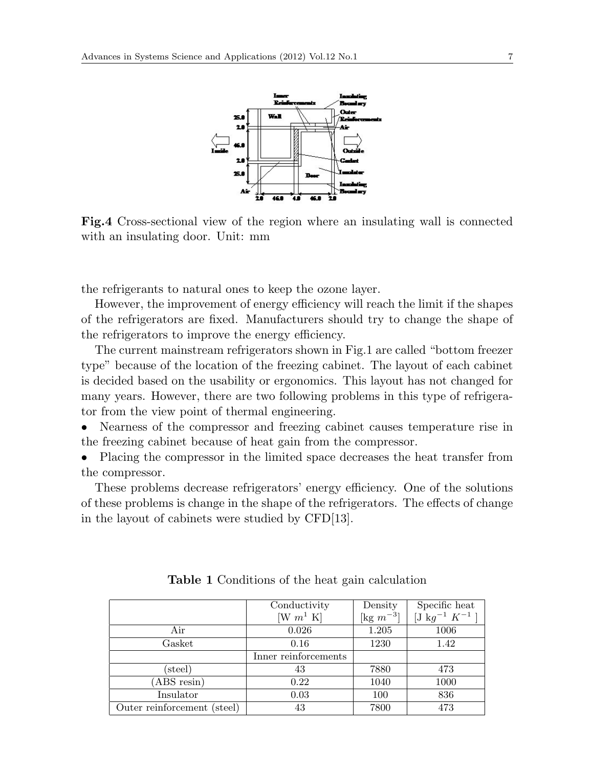**Fig.4** Cross-sectional view of the region where an insulating wall is connected with an insulating door. Unit: mm

the refrigerants to natural ones to keep the ozone layer.

However, the improvement of energy efficiency will reach the limit if the shapes of the refrigerators are fixed. Manufacturers should try to change the shape of the refrigerators to improve the energy efficiency.

The current mainstream refrigerators shown in Fig.1 are called "bottom freezer type" because of the location of the freezing cabinet. The layout of each cabinet is decided based on the usability or ergonomics. This layout has not changed for many years. However, there are two following problems in this type of refrigerator from the view point of thermal engineering.

- Nearness of the compressor and freezing cabinet causes temperature rise in the freezing cabinet because of heat gain from the compressor.
- Placing the compressor in the limited space decreases the heat transfer from the compressor.

These problems decrease refrigerators' energy efficiency. One of the solutions of these problems is change in the shape of the refrigerators. The effects of change in the layout of cabinets were studied by CFD[13].

**Table 1** Conditions of the heat gain calculation

| | Conductivity [W $m^1$ K] | Density [kg $m^{-3}$] | Specific heat [J $kg^{-1}$ $K^{-1}$ ] |
|---|---|---|---|
| Air | 0.026 | 1.205 | 1006 |
| Gasket | 0.16 | 1230 | 1.42 |
| | Inner reinforcements | | |
| (steel) | 43 | 7880 | 473 |
| (ABS resin) | 0.22 | 1040 | 1000 |
| Insulator | 0.03 | 100 | 836 |
| Outer reinforcement (steel) | 43 | 7800 | 473 |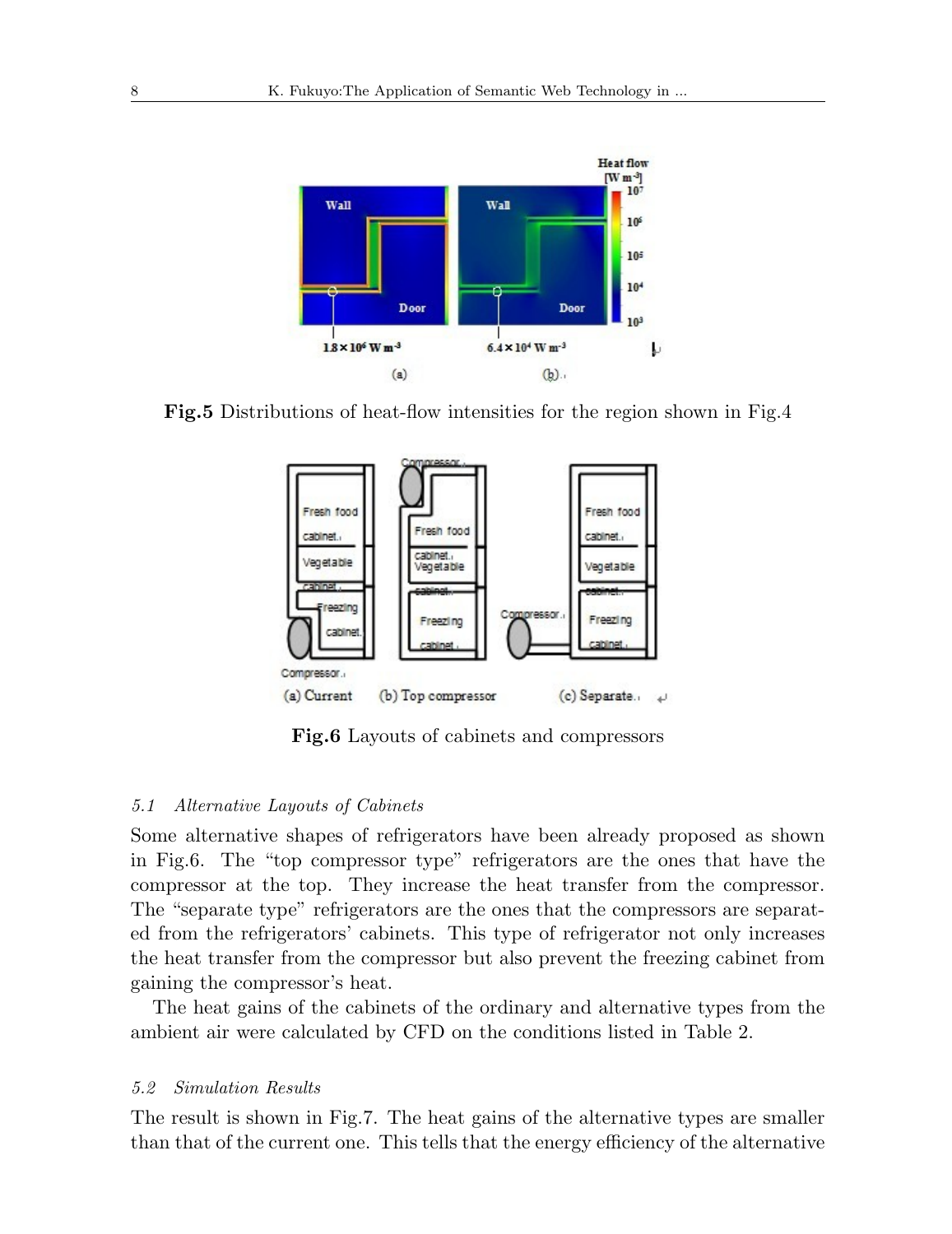**Fig.5** Distributions of heat-flow intensities for the region shown in Fig.4

**Fig.6** Layouts of cabinets and compressors

### *5.1 Alternative Layouts of Cabinets*

Some alternative shapes of refrigerators have been already proposed as shown in Fig.6. The "top compressor type" refrigerators are the ones that have the compressor at the top. They increase the heat transfer from the compressor. The "separate type" refrigerators are the ones that the compressors are separated from the refrigerators' cabinets. This type of refrigerator not only increases the heat transfer from the compressor but also prevent the freezing cabinet from gaining the compressor's heat.

The heat gains of the cabinets of the ordinary and alternative types from the ambient air were calculated by CFD on the conditions listed in Table 2.

### *5.2 Simulation Results*

The result is shown in Fig.7. The heat gains of the alternative types are smaller than that of the current one. This tells that the energy efficiency of the alternative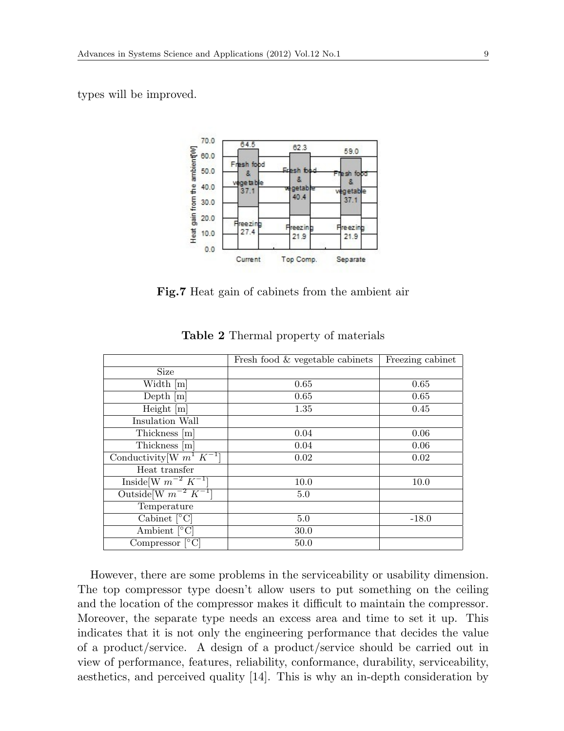types will be improved.

Fig.7 Heat gain of cabinets from the ambient air

**Table 2** Thermal property of materials

| | Fresh food & vegetable cabinets | Freezing cabinet |
|---|---|---|
| Size | | |
| Width [m] | 0.65 | 0.65 |
| Depth [m] | 0.65 | 0.65 |
| Height [m] | 1.35 | 0.45 |
| Insulation Wall | | |
| Thickness [m] | 0.04 | 0.06 |
| Thickness [m] | 0.04 | 0.06 |
| Conductivity[W $m^{1}$ $K^{-1}$] | 0.02 | 0.02 |
| Heat transfer | | |
| Inside[W $m^{-2}$ $K^{-1}$] | 10.0 | 10.0 |
| Outside[W $m^{-2}$ $K^{-1}$] | 5.0 | |
| Temperature | | |
| Cabinet [°C] | 5.0 | -18.0 |
| Ambient [°C] | 30.0 | |
| Compressor [°C] | 50.0 | |

However, there are some problems in the serviceability or usability dimension. The top compressor type doesn't allow users to put something on the ceiling and the location of the compressor makes it difficult to maintain the compressor. Moreover, the separate type needs an excess area and time to set it up. This indicates that it is not only the engineering performance that decides the value of a product/service. A design of a product/service should be carried out in view of performance, features, reliability, conformance, durability, serviceability, aesthetics, and perceived quality [14]. This is why an in-depth consideration by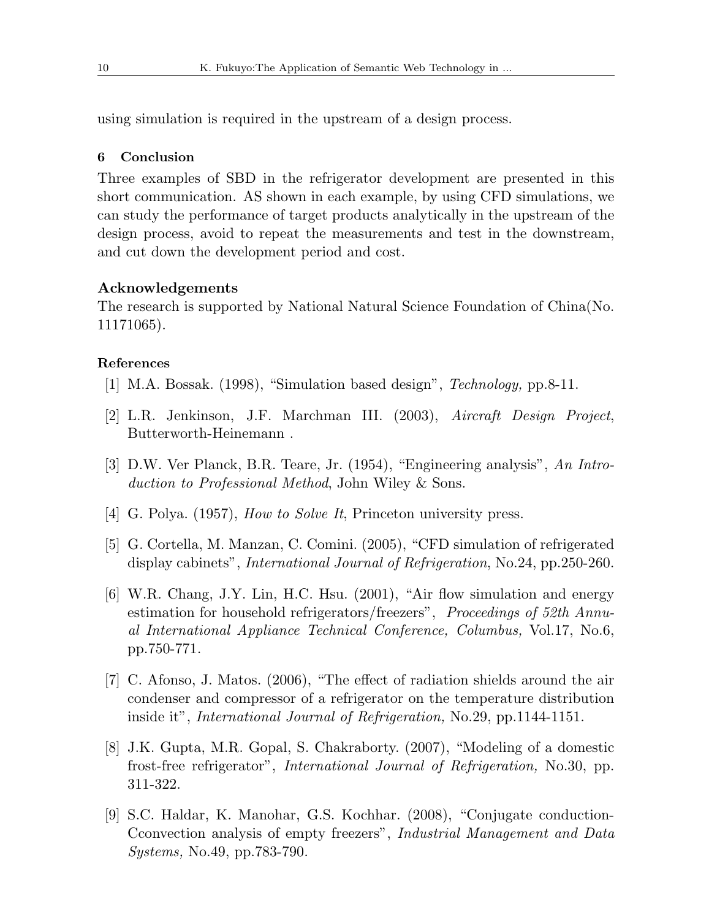using simulation is required in the upstream of a design process.

## 6 Conclusion

Three examples of SBD in the refrigerator development are presented in this short communication. AS shown in each example, by using CFD simulations, we can study the performance of target products analytically in the upstream of the design process, avoid to repeat the measurements and test in the downstream, and cut down the development period and cost.

## Acknowledgements

The research is supported by National Natural Science Foundation of China(No. 11171065).

## References

[1] M.A. Bossak. (1998), "Simulation based design", *Technology,* pp.8-11.

[2] L.R. Jenkinson, J.F. Marchman III. (2003), *Aircraft Design Project*, Butterworth-Heinemann .

[3] D.W. Ver Planck, B.R. Teare, Jr. (1954), "Engineering analysis", *An Introduction to Professional Method*, John Wiley & Sons.

[4] G. Polya. (1957), *How to Solve It*, Princeton university press.

[5] G. Cortella, M. Manzan, C. Comini. (2005), "CFD simulation of refrigerated display cabinets", *International Journal of Refrigeration*, No.24, pp.250-260.

[6] W.R. Chang, J.Y. Lin, H.C. Hsu. (2001), "Air flow simulation and energy estimation for household refrigerators/freezers", *Proceedings of 52th Annual International Appliance Technical Conference, Columbus,* Vol.17, No.6, pp.750-771.

[7] C. Afonso, J. Matos. (2006), "The effect of radiation shields around the air condenser and compressor of a refrigerator on the temperature distribution inside it", *International Journal of Refrigeration,* No.29, pp.1144-1151.

[8] J.K. Gupta, M.R. Gopal, S. Chakraborty. (2007), "Modeling of a domestic frost-free refrigerator", *International Journal of Refrigeration,* No.30, pp. 311-322.

[9] S.C. Haldar, K. Manohar, G.S. Kochhar. (2008), "Conjugate conduction-Cconvection analysis of empty freezers", *Industrial Management and Data Systems,* No.49, pp.783-790.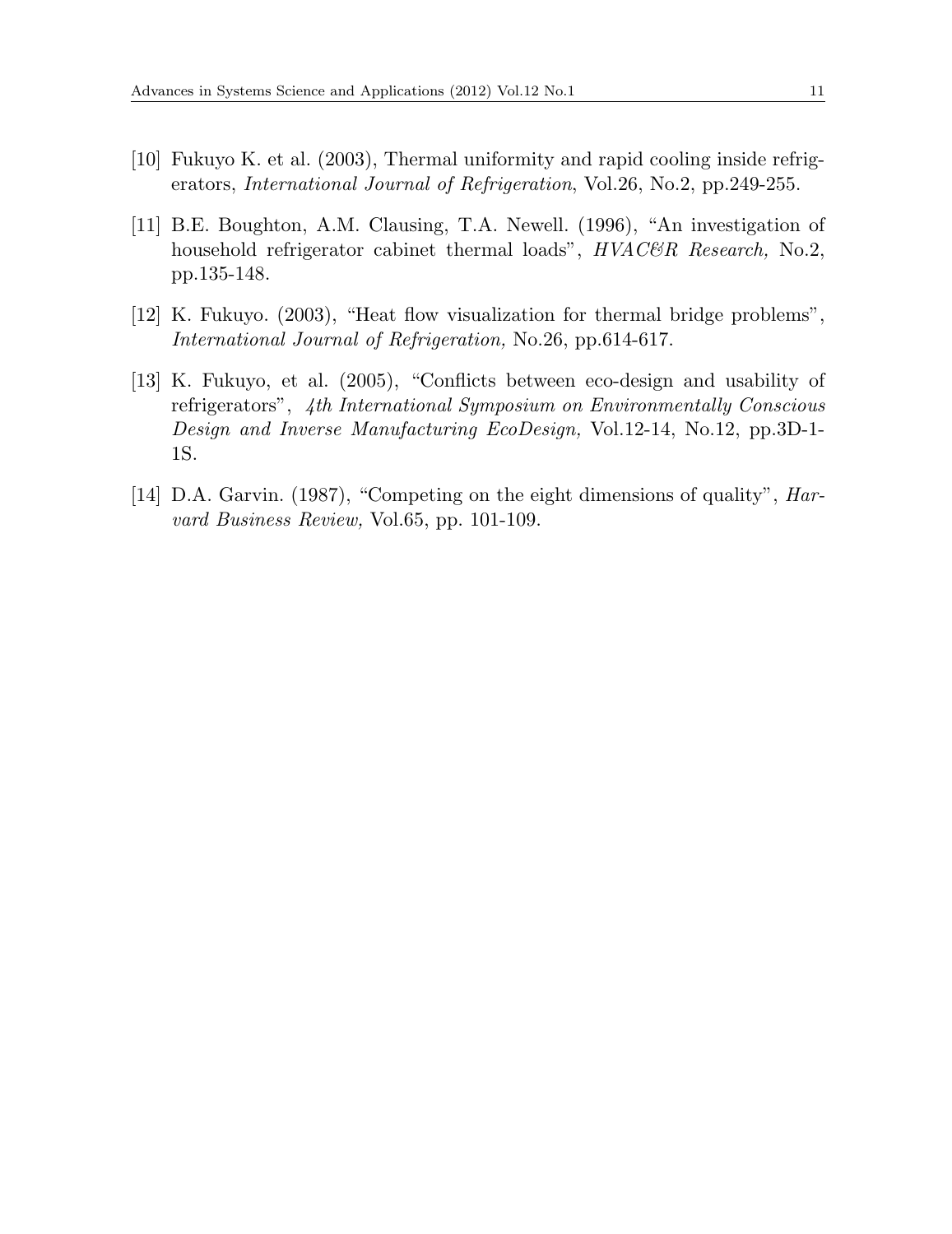[10] Fukuyo K. et al. (2003), Thermal uniformity and rapid cooling inside refrigerators, *International Journal of Refrigeration*, Vol.26, No.2, pp.249-255.

[11] B.E. Boughton, A.M. Clausing, T.A. Newell. (1996), "An investigation of household refrigerator cabinet thermal loads", *HVAC&R Research,* No.2, pp.135-148.

[12] K. Fukuyo. (2003), "Heat flow visualization for thermal bridge problems", *International Journal of Refrigeration,* No.26, pp.614-617.

[13] K. Fukuyo, et al. (2005), "Conflicts between eco-design and usability of refrigerators", *4th International Symposium on Environmentally Conscious Design and Inverse Manufacturing EcoDesign,* Vol.12-14, No.12, pp.3D-1-1S.

[14] D.A. Garvin. (1987), "Competing on the eight dimensions of quality", *Harvard Business Review,* Vol.65, pp. 101-109.